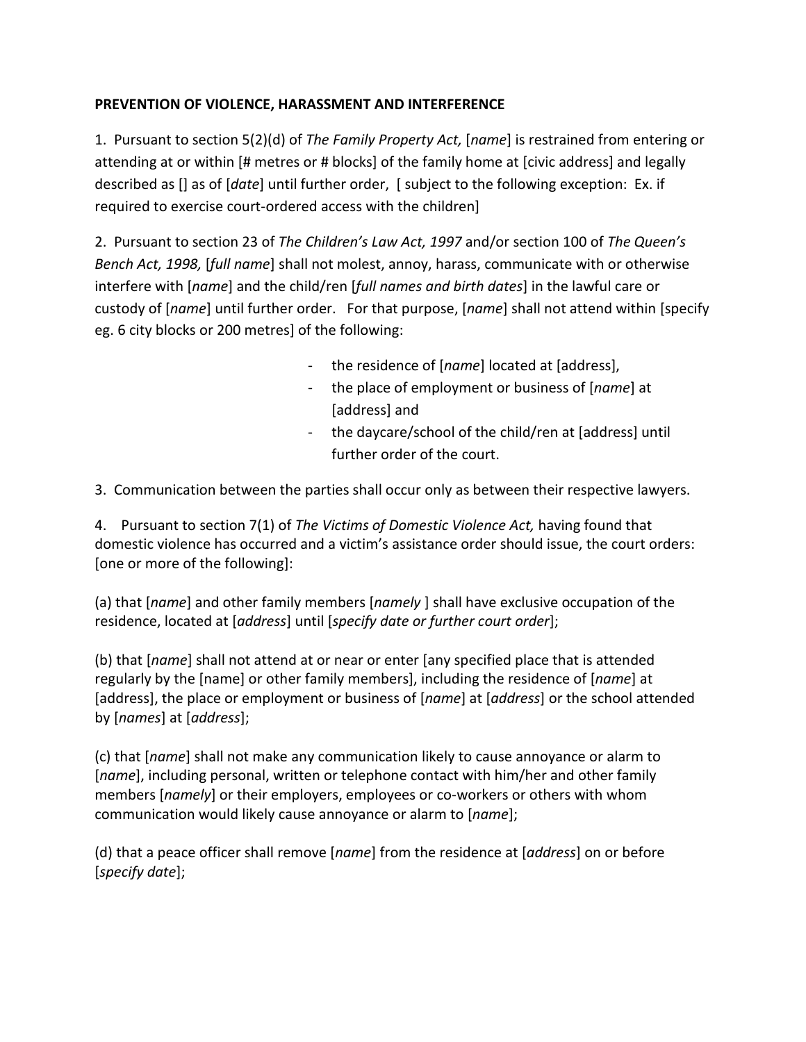**PREVENTION OF VIOLENCE, HARASSMENT AND INTERFERENCE**

1. Pursuant to section 5(2)(d) of *The Family Property Act,* [*name*] is restrained from entering or attending at or within [# metres or # blocks] of the family home at [civic address] and legally described as [] as of [*date*] until further order, [ subject to the following exception: Ex. if required to exercise court-ordered access with the children]

2. Pursuant to section 23 of *The Children's Law Act, 1997* and/or section 100 of *The Queen's Bench Act, 1998,* [*full name*] shall not molest, annoy, harass, communicate with or otherwise interfere with [*name*] and the child/ren [*full names and birth dates*] in the lawful care or custody of [*name*] until further order. For that purpose, [*name*] shall not attend within [specify eg. 6 city blocks or 200 metres] of the following:

- the residence of [*name*] located at [address],
- the place of employment or business of [*name*] at [address] and
- the daycare/school of the child/ren at [address] until further order of the court.

3. Communication between the parties shall occur only as between their respective lawyers.

4. Pursuant to section 7(1) of *The Victims of Domestic Violence Act,* having found that domestic violence has occurred and a victim's assistance order should issue, the court orders: [one or more of the following]:

(a) that [*name*] and other family members [*namely* ] shall have exclusive occupation of the residence, located at [*address*] until [*specify date or further court order*];

(b) that [*name*] shall not attend at or near or enter [any specified place that is attended regularly by the [name] or other family members], including the residence of [*name*] at [address], the place or employment or business of [*name*] at [*address*] or the school attended by [*names*] at [*address*];

(c) that [*name*] shall not make any communication likely to cause annoyance or alarm to [*name*], including personal, written or telephone contact with him/her and other family members [*namely*] or their employers, employees or co-workers or others with whom communication would likely cause annoyance or alarm to [*name*];

(d) that a peace officer shall remove [*name*] from the residence at [*address*] on or before [*specify date*];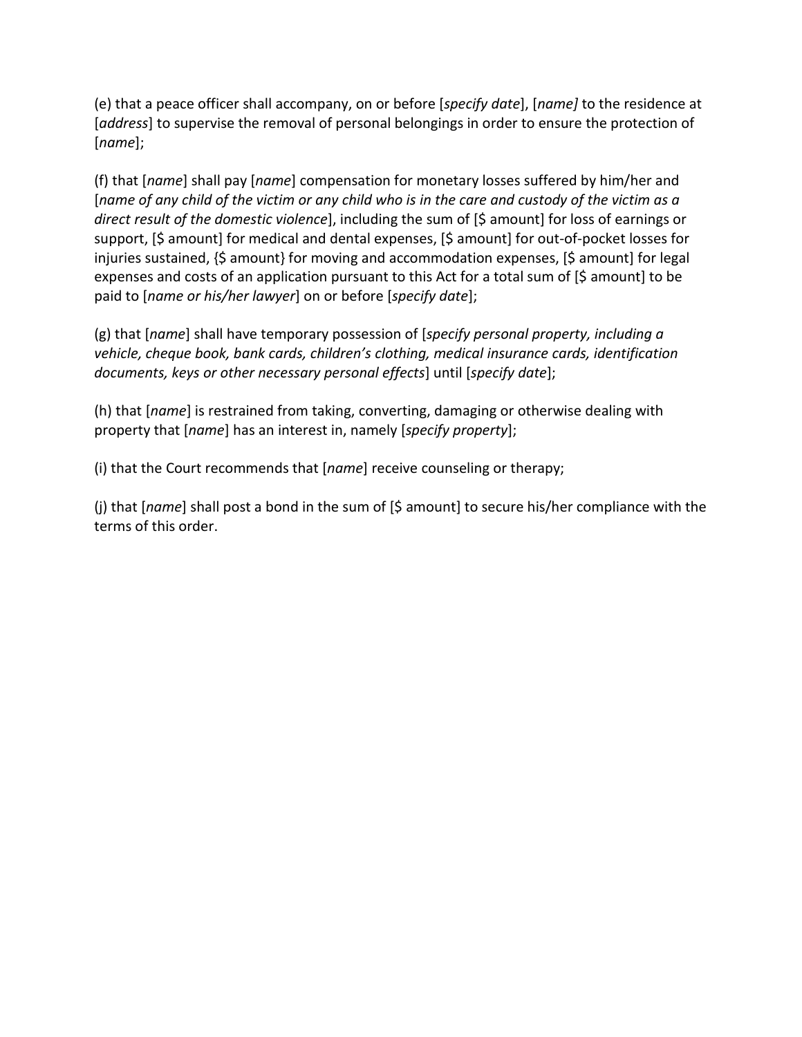(e) that a peace officer shall accompany, on or before [*specify date*], [*name]* to the residence at [*address*] to supervise the removal of personal belongings in order to ensure the protection of [*name*];

(f) that [*name*] shall pay [*name*] compensation for monetary losses suffered by him/her and [*name of any child of the victim or any child who is in the care and custody of the victim as a direct result of the domestic violence*], including the sum of [$ amount] for loss of earnings or support, [$ amount] for medical and dental expenses, [$ amount] for out-of-pocket losses for injuries sustained, {$ amount} for moving and accommodation expenses, [$ amount] for legal expenses and costs of an application pursuant to this Act for a total sum of [$ amount] to be paid to [*name or his/her lawyer*] on or before [*specify date*];

(g) that [*name*] shall have temporary possession of [*specify personal property, including a vehicle, cheque book, bank cards, children's clothing, medical insurance cards, identification documents, keys or other necessary personal effects*] until [*specify date*];

(h) that [*name*] is restrained from taking, converting, damaging or otherwise dealing with property that [*name*] has an interest in, namely [*specify property*];

(i) that the Court recommends that [*name*] receive counseling or therapy;

(j) that [*name*] shall post a bond in the sum of [$ amount] to secure his/her compliance with the terms of this order.